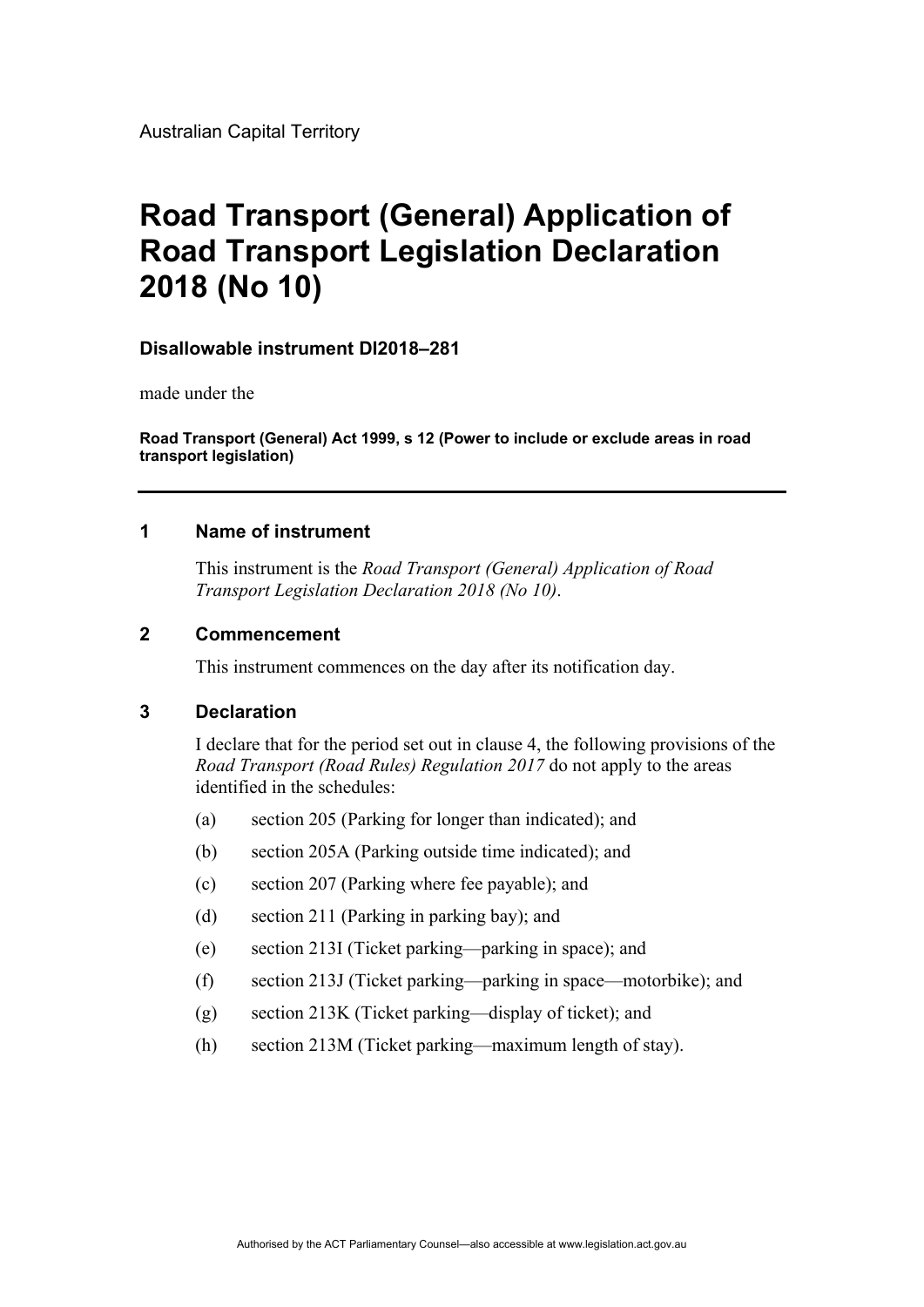Australian Capital Territory

# Road Transport (General) Application of Road Transport Legislation Declaration 2018 (No 10)

**Disallowable instrument DI2018–281**

made under the

**Road Transport (General) Act 1999, s 12 (Power to include or exclude areas in road transport legislation)**

---

## 1 Name of instrument

This instrument is the *Road Transport (General) Application of Road Transport Legislation Declaration 2018 (No 10)*.

## 2 Commencement

This instrument commences on the day after its notification day.

## 3 Declaration

I declare that for the period set out in clause 4, the following provisions of the *Road Transport (Road Rules) Regulation 2017* do not apply to the areas identified in the schedules:

(a) section 205 (Parking for longer than indicated); and

(b) section 205A (Parking outside time indicated); and

(c) section 207 (Parking where fee payable); and

(d) section 211 (Parking in parking bay); and

(e) section 213I (Ticket parking—parking in space); and

(f) section 213J (Ticket parking—parking in space—motorbike); and

(g) section 213K (Ticket parking—display of ticket); and

(h) section 213M (Ticket parking—maximum length of stay).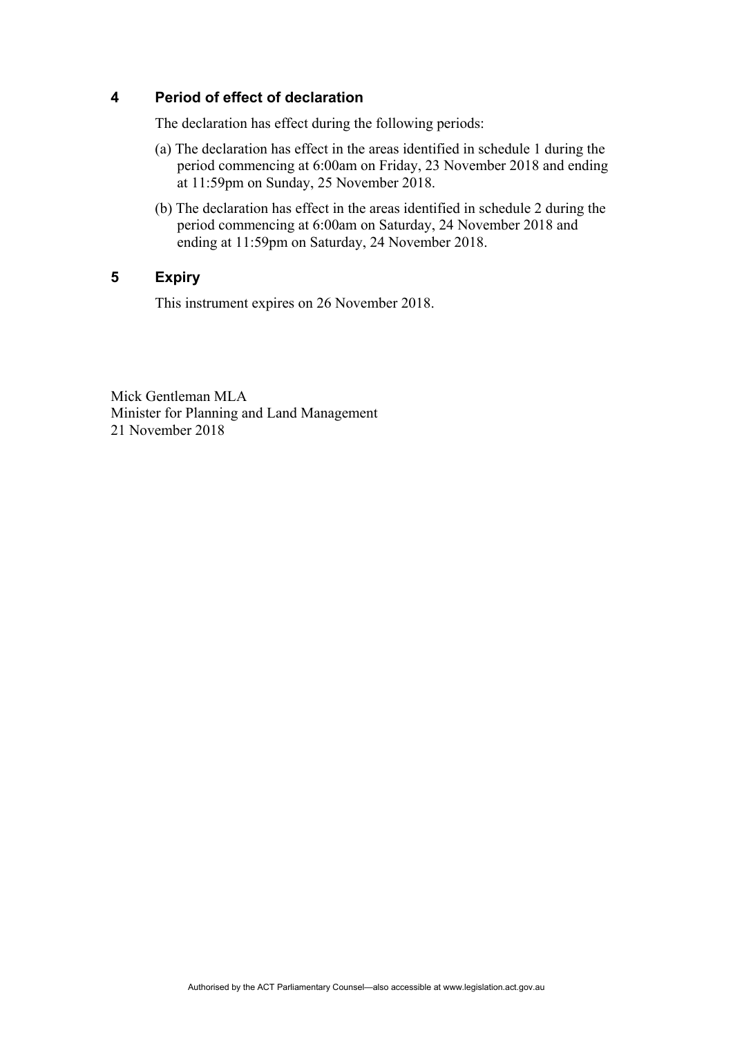## 4 Period of effect of declaration

The declaration has effect during the following periods:

(a) The declaration has effect in the areas identified in schedule 1 during the period commencing at 6:00am on Friday, 23 November 2018 and ending at 11:59pm on Sunday, 25 November 2018.

(b) The declaration has effect in the areas identified in schedule 2 during the period commencing at 6:00am on Saturday, 24 November 2018 and ending at 11:59pm on Saturday, 24 November 2018.

## 5 Expiry

This instrument expires on 26 November 2018.

Mick Gentleman MLA
Minister for Planning and Land Management
21 November 2018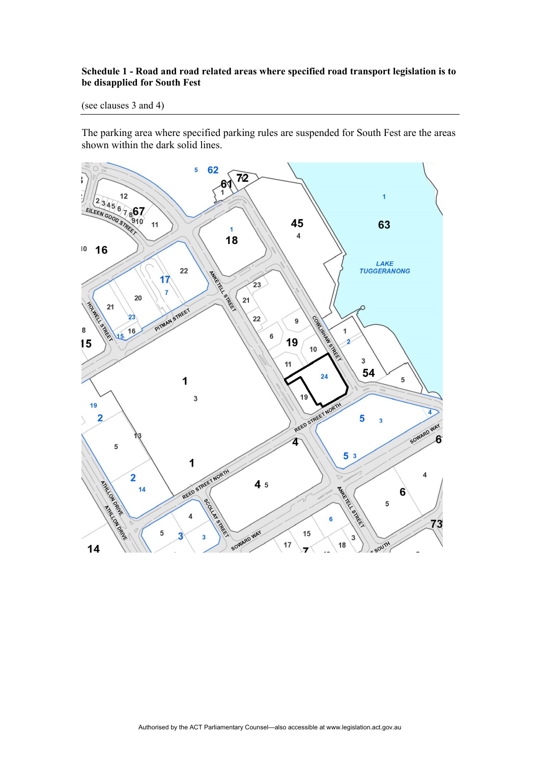## Schedule 1 - Road and road related areas where specified road transport legislation is to be disapplied for South Fest

(see clauses 3 and 4)

The parking area where specified parking rules are suspended for South Fest are the areas shown within the dark solid lines.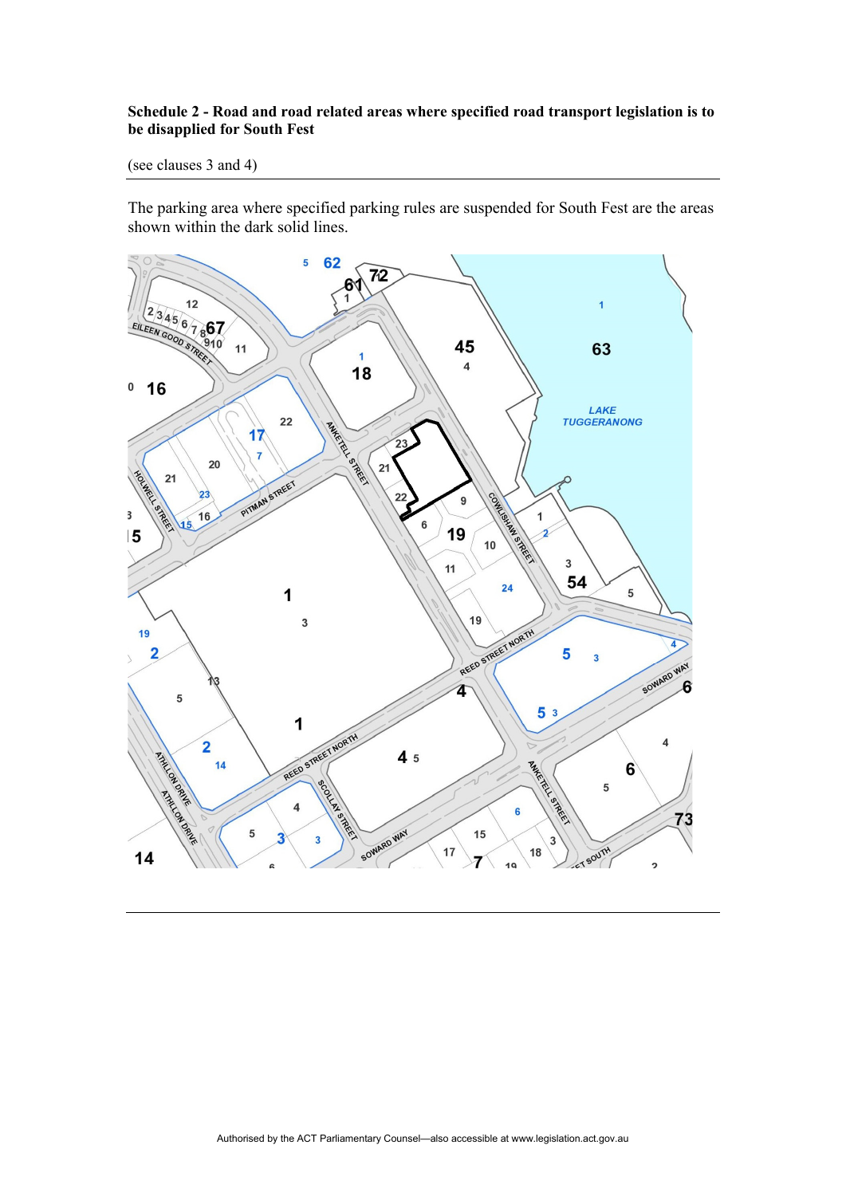**Schedule 2 - Road and road related areas where specified road transport legislation is to be disapplied for South Fest**

(see clauses 3 and 4)

---

The parking area where specified parking rules are suspended for South Fest are the areas shown within the dark solid lines.

---